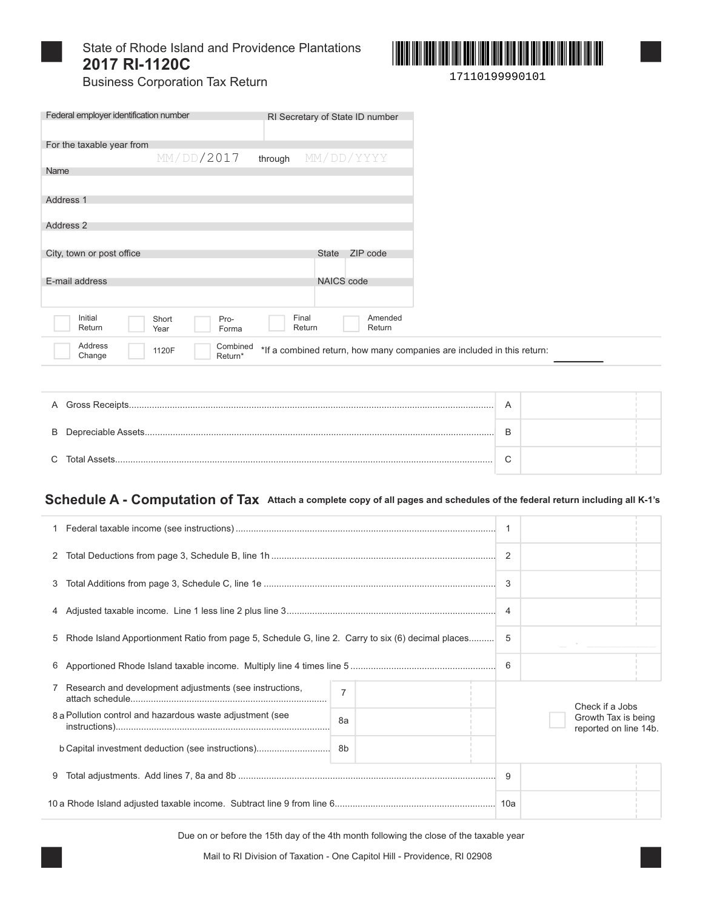State of Rhode Island and Providence Plantations

# 2017 RI-1120C

Business Corporation Tax Return

17110199990101

| Federal employer identification number | RI Secretary of State ID number |
|---|---|
| | |

For the taxable year from MM/DD/2017 through MM/DD/YYYY

| Name | | |
|---|---|---|
| | | |
| **Address 1** | | |
| | | |
| **Address 2** | | |
| | | |
| **City, town or post office** | **State** | **ZIP code** |
| | | |
| **E-mail address** | **NAICS code** | |
| | | |

☐ Initial Return ☐ Short Year ☐ Pro-Forma ☐ Final Return ☐ Amended Return

☐ Address Change ☐ 1120F ☐ Combined Return* *If a combined return, how many companies are included in this return: ________

| | | | |
|---|---|---|---|
| A | Gross Receipts | A | |
| B | Depreciable Assets | B | |
| C | Total Assets | C | |

## Schedule A - Computation of Tax

**Attach a complete copy of all pages and schedules of the federal return including all K-1's**

| | | | |
|---|---|---|---|
| 1 | Federal taxable income (see instructions) | 1 | |
| 2 | Total Deductions from page 3, Schedule B, line 1h | 2 | |
| 3 | Total Additions from page 3, Schedule C, line 1e | 3 | |
| 4 | Adjusted taxable income. Line 1 less line 2 plus line 3 | 4 | |
| 5 | Rhode Island Apportionment Ratio from page 5, Schedule G, line 2. Carry to six (6) decimal places | 5 | |
| 6 | Apportioned Rhode Island taxable income. Multiply line 4 times line 5 | 6 | |
| 7 | Research and development adjustments (see instructions, attach schedule | 7 | |
| 8a | Pollution control and hazardous waste adjustment (see instructions) | 8a | |
| b | Capital investment deduction (see instructions) | 8b | |
| 9 | Total adjustments. Add lines 7, 8a and 8b | 9 | |
| 10a | Rhode Island adjusted taxable income. Subtract line 9 from line 6 | 10a | |

☐ Check if a Jobs Growth Tax is being reported on line 14b.

Due on or before the 15th day of the 4th month following the close of the taxable year

Mail to RI Division of Taxation - One Capitol Hill - Providence, RI 02908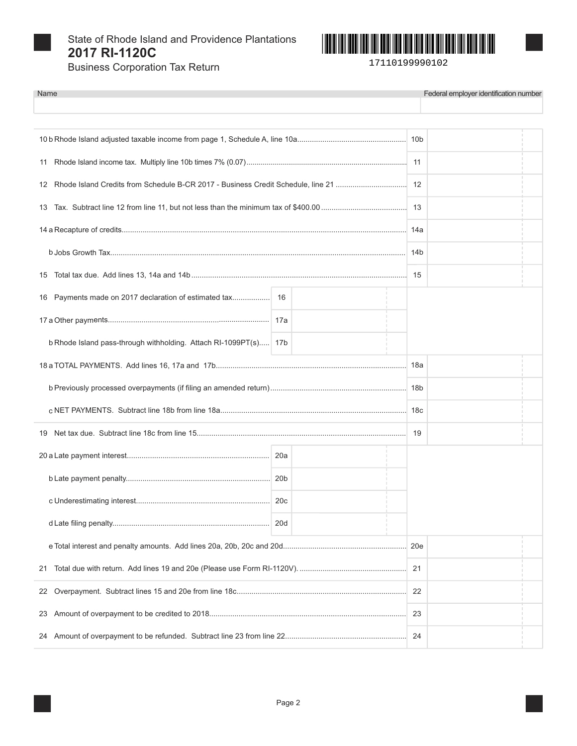State of Rhode Island and Providence Plantations

# 2017 RI-1120C

Business Corporation Tax Return

17110199990102

| Name | Federal employer identification number |
|---|---|
| | |

| Line | Description | Line | Amount |
|---|---|---|---|
| 10 b | Rhode Island adjusted taxable income from page 1, Schedule A, line 10a | 10b | |
| 11 | Rhode Island income tax. Multiply line 10b times 7% (0.07) | 11 | |
| 12 | Rhode Island Credits from Schedule B-CR 2017 - Business Credit Schedule, line 21 | 12 | |
| 13 | Tax. Subtract line 12 from line 11, but not less than the minimum tax of $400.00 | 13 | |
| 14 a | Recapture of credits | 14a | |
| b | Jobs Growth Tax | 14b | |
| 15 | Total tax due. Add lines 13, 14a and 14b | 15 | |
| 16 | Payments made on 2017 declaration of estimated tax | 16 | |
| 17 a | Other payments | 17a | |
| b | Rhode Island pass-through withholding. Attach RI-1099PT(s) | 17b | |
| 18 a | TOTAL PAYMENTS. Add lines 16, 17a and 17b | 18a | |
| b | Previously processed overpayments (if filing an amended return) | 18b | |
| c | NET PAYMENTS. Subtract line 18b from line 18a | 18c | |
| 19 | Net tax due. Subtract line 18c from line 15 | 19 | |
| 20 a | Late payment interest | 20a | |
| b | Late payment penalty | 20b | |
| c | Underestimating interest | 20c | |
| d | Late filing penalty | 20d | |
| e | Total interest and penalty amounts. Add lines 20a, 20b, 20c and 20d | 20e | |
| 21 | Total due with return. Add lines 19 and 20e (Please use Form RI-1120V). | 21 | |
| 22 | Overpayment. Subtract lines 15 and 20e from line 18c | 22 | |
| 23 | Amount of overpayment to be credited to 2018 | 23 | |
| 24 | Amount of overpayment to be refunded. Subtract line 23 from line 22 | 24 | |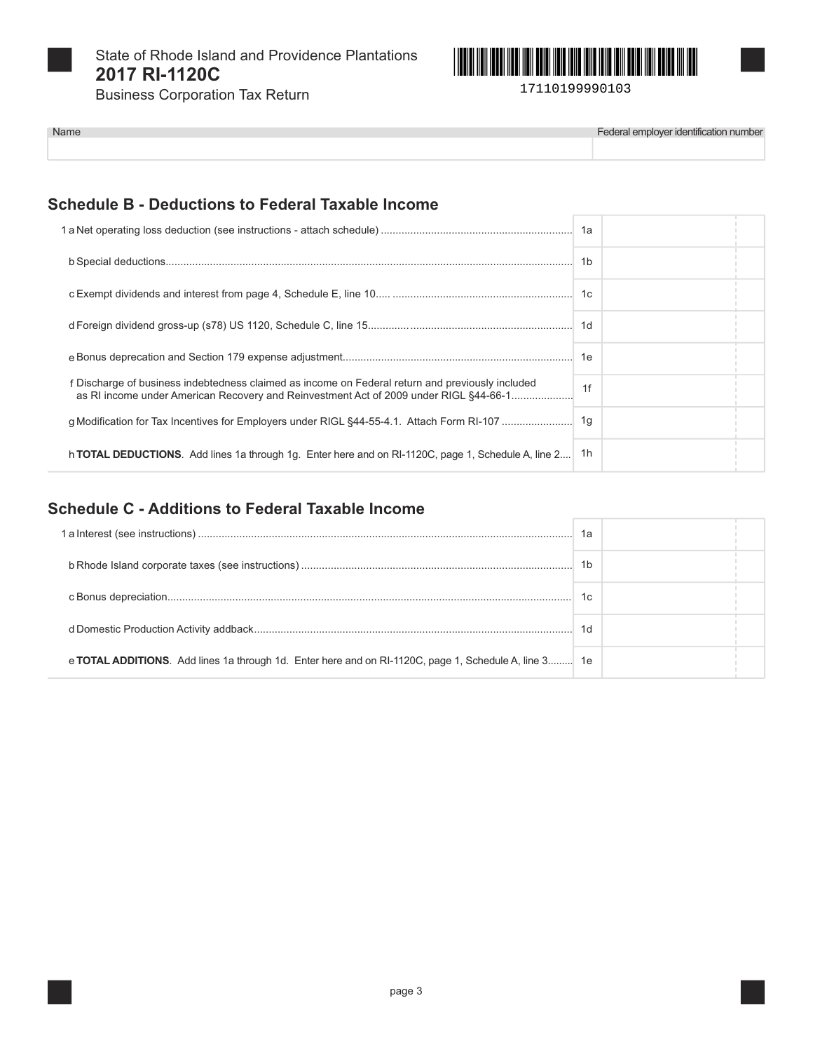State of Rhode Island and Providence Plantations
**2017 RI-1120C**
Business Corporation Tax Return

17110199990103

| Name | Federal employer identification number |
| --- | --- |
| | |

## Schedule B - Deductions to Federal Taxable Income

| | | |
| --- | --- | --- |
| 1 a Net operating loss deduction (see instructions - attach schedule) | 1a | |
| b Special deductions | 1b | |
| c Exempt dividends and interest from page 4, Schedule E, line 10 | 1c | |
| d Foreign dividend gross-up (s78) US 1120, Schedule C, line 15 | 1d | |
| e Bonus depreciation and Section 179 expense adjustment | 1e | |
| f Discharge of business indebtedness claimed as income on Federal return and previously included as RI income under American Recovery and Reinvestment Act of 2009 under RIGL §44-66-1 | 1f | |
| g Modification for Tax Incentives for Employers under RIGL §44-55-4.1. Attach Form RI-107 | 1g | |
| h **TOTAL DEDUCTIONS**. Add lines 1a through 1g. Enter here and on RI-1120C, page 1, Schedule A, line 2 | 1h | |

## Schedule C - Additions to Federal Taxable Income

| | | |
| --- | --- | --- |
| 1 a Interest (see instructions) | 1a | |
| b Rhode Island corporate taxes (see instructions) | 1b | |
| c Bonus depreciation | 1c | |
| d Domestic Production Activity addback | 1d | |
| e **TOTAL ADDITIONS**. Add lines 1a through 1d. Enter here and on RI-1120C, page 1, Schedule A, line 3 | 1e | |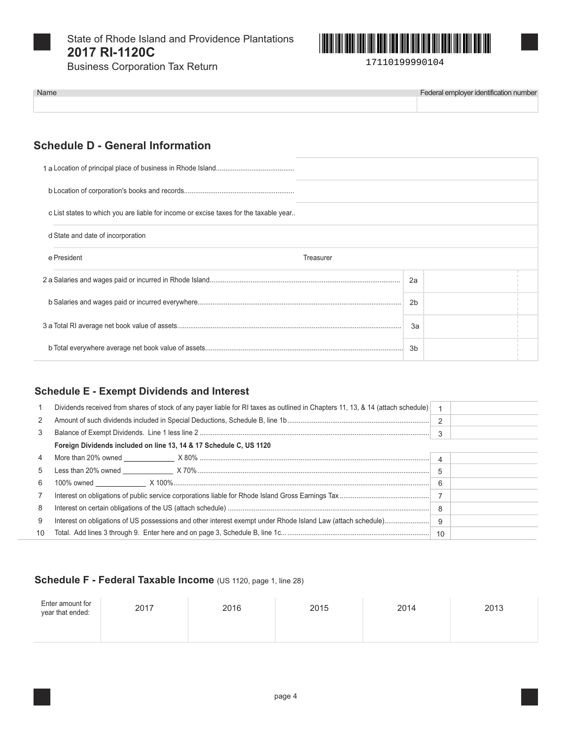State of Rhode Island and Providence Plantations

**2017 RI-1120C**

Business Corporation Tax Return

17110199990104

| Name | Federal employer identification number |
|---|---|
| | |

## Schedule D - General Information

| | |
|---|---|
| 1 a Location of principal place of business in Rhode Island | |
| b Location of corporation's books and records | |
| c List states to which you are liable for income or excise taxes for the taxable year | |
| d State and date of incorporation | |
| e President | Treasurer |

| | | |
|---|---|---|
| 2 a Salaries and wages paid or incurred in Rhode Island | 2a | |
| b Salaries and wages paid or incurred everywhere | 2b | |
| 3 a Total RI average net book value of assets | 3a | |
| b Total everywhere average net book value of assets | 3b | |

## Schedule E - Exempt Dividends and Interest

| | | | |
|---|---|---|---|
| 1 | Dividends received from shares of stock of any payer liable for RI taxes as outlined in Chapters 11, 13, & 14 (attach schedule) | 1 | |
| 2 | Amount of such dividends included in Special Deductions, Schedule B, line 1b | 2 | |
| 3 | Balance of Exempt Dividends. Line 1 less line 2 | 3 | |
| | **Foreign Dividends included on line 13, 14 & 17 Schedule C, US 1120** | | |
| 4 | More than 20% owned _____________ X 80% | 4 | |
| 5 | Less than 20% owned _____________ X 70% | 5 | |
| 6 | 100% owned _____________ X 100% | 6 | |
| 7 | Interest on obligations of public service corporations liable for Rhode Island Gross Earnings Tax | 7 | |
| 8 | Interest on certain obligations of the US (attach schedule) | 8 | |
| 9 | Interest on obligations of US possessions and other interest exempt under Rhode Island Law (attach schedule) | 9 | |
| 10 | Total. Add lines 3 through 9. Enter here and on page 3, Schedule B, line 1c... | 10 | |

## Schedule F - Federal Taxable Income (US 1120, page 1, line 28)

| Enter amount for year that ended: | 2017 | 2016 | 2015 | 2014 | 2013 |
|---|---|---|---|---|---|
| | | | | | |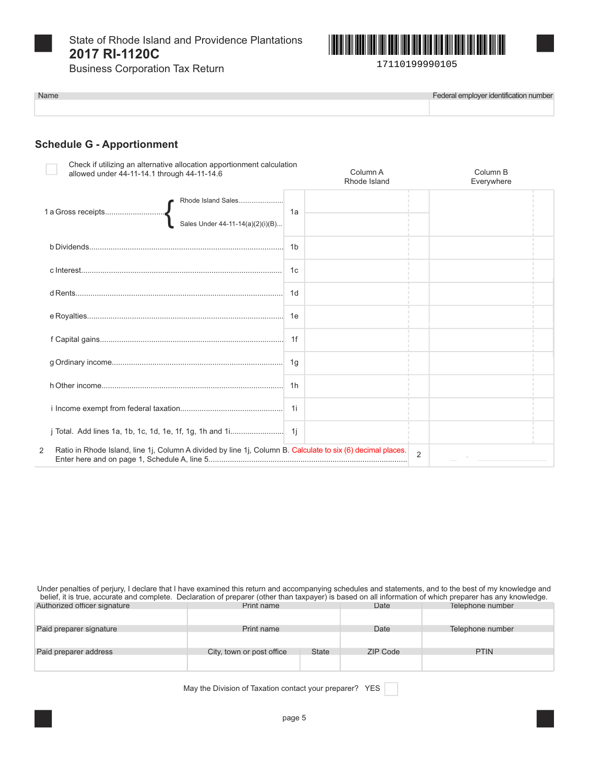State of Rhode Island and Providence Plantations

# 2017 RI-1120C

Business Corporation Tax Return

17110199990105

| Name | Federal employer identification number |
|---|---|
| | |

## Schedule G - Apportionment

☐ Check if utilizing an alternative allocation apportionment calculation allowed under 44-11-14.1 through 44-11-14.6

| | | Column A Rhode Island | Column B Everywhere |
|---|---|---|---|
| 1 a Gross receipts — Rhode Island Sales | 1a | | |
| Sales Under 44-11-14(a)(2)(i)(B) | | | |
| b Dividends | 1b | | |
| c Interest | 1c | | |
| d Rents | 1d | | |
| e Royalties | 1e | | |
| f Capital gains | 1f | | |
| g Ordinary income | 1g | | |
| h Other income | 1h | | |
| i Income exempt from federal taxation | 1i | | |
| j Total. Add lines 1a, 1b, 1c, 1d, 1e, 1f, 1g, 1h and 1i | 1j | | |

2 Ratio in Rhode Island, line 1j, Column A divided by line 1j, Column B. Calculate to six (6) decimal places. Enter here and on page 1, Schedule A, line 5 .......... 2 ____ . ________

Under penalties of perjury, I declare that I have examined this return and accompanying schedules and statements, and to the best of my knowledge and belief, it is true, accurate and complete. Declaration of preparer (other than taxpayer) is based on all information of which preparer has any knowledge.

| Authorized officer signature | Print name | | Date | Telephone number |
|---|---|---|---|---|
| | | | | |
| **Paid preparer signature** | **Print name** | | **Date** | **Telephone number** |
| | | | | |
| **Paid preparer address** | **City, town or post office** | **State** | **ZIP Code** | **PTIN** |
| | | | | |

May the Division of Taxation contact your preparer? YES ☐